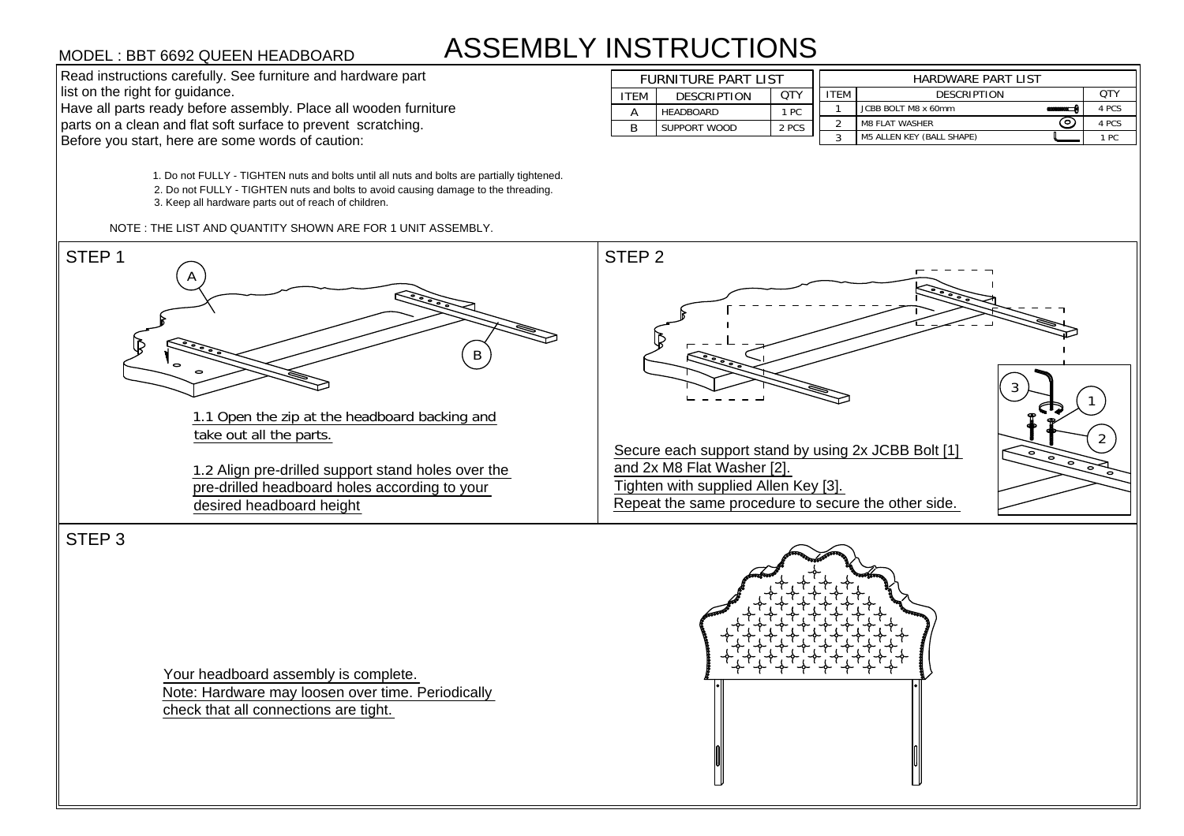MODEL : BBT 6692 QUEEN HEADBOARD

# ASSEMBLY INSTRUCTIONS

Read instructions carefully. See furniture and hardware part list on the right for guidance.
Have all parts ready before assembly. Place all wooden furniture parts on a clean and flat soft surface to prevent scratching.
Before you start, here are some words of caution:

| FURNITURE PART LIST | | |
|---|---|---|
| ITEM | DESCRIPTION | QTY |
| A | HEADBOARD | 1 PC |
| B | SUPPORT WOOD | 2 PCS |

| HARDWARE PART LIST | | |
|---|---|---|
| ITEM | DESCRIPTION | QTY |
| 1 | JCBB BOLT M8 x 60mm | 4 PCS |
| 2 | M8 FLAT WASHER | 4 PCS |
| 3 | M5 ALLEN KEY (BALL SHAPE) | 1 PC |

1. Do not FULLY - TIGHTEN nuts and bolts until all nuts and bolts are partially tightened.
2. Do not FULLY - TIGHTEN nuts and bolts to avoid causing damage to the threading.
3. Keep all hardware parts out of reach of children.

NOTE : THE LIST AND QUANTITY SHOWN ARE FOR 1 UNIT ASSEMBLY.

## STEP 1

A

B

1.1 Open the zip at the headboard backing and take out all the parts.

1.2 Align pre-drilled support stand holes over the pre-drilled headboard holes according to your desired headboard height

## STEP 2

3

1

2

Secure each support stand by using 2x JCBB Bolt [1] and 2x M8 Flat Washer [2].
Tighten with supplied Allen Key [3].
Repeat the same procedure to secure the other side.

## STEP 3

Your headboard assembly is complete.
Note: Hardware may loosen over time. Periodically check that all connections are tight.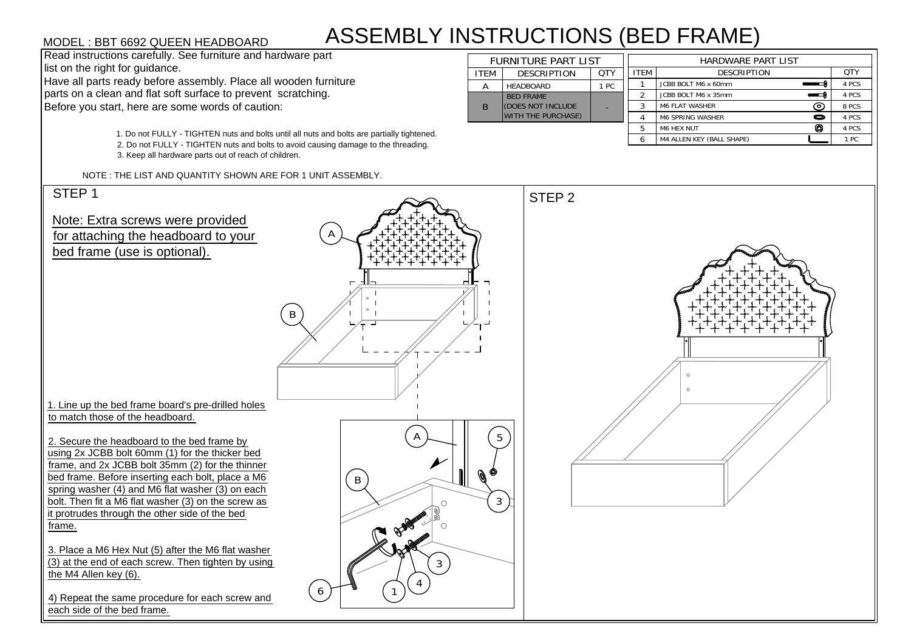MODEL : BBT 6692 QUEEN HEADBOARD

# ASSEMBLY INSTRUCTIONS (BED FRAME)

Read instructions carefully. See furniture and hardware part list on the right for guidance.
Have all parts ready before assembly. Place all wooden furniture parts on a clean and flat soft surface to prevent scratching.
Before you start, here are some words of caution:

1. Do not FULLY - TIGHTEN nuts and bolts until all nuts and bolts are partially tightened.
2. Do not FULLY - TIGHTEN nuts and bolts to avoid causing damage to the threading.
3. Keep all hardware parts out of reach of children.

NOTE : THE LIST AND QUANTITY SHOWN ARE FOR 1 UNIT ASSEMBLY.

| FURNITURE PART LIST | | |
|---|---|---|
| ITEM | DESCRIPTION | QTY |
| A | HEADBOARD | 1 PC |
| B | BED FRAME (DOES NOT INCLUDE WITH THE PURCHASE) | - |

| HARDWARE PART LIST | | |
|---|---|---|
| ITEM | DESCRIPTION | QTY |
| 1 | JCBB BOLT M6 x 60mm | 4 PCS |
| 2 | JCBB BOLT M6 x 35mm | 4 PCS |
| 3 | M6 FLAT WASHER | 8 PCS |
| 4 | M6 SPRING WASHER | 4 PCS |
| 5 | M6 HEX NUT | 4 PCS |
| 6 | M4 ALLEN KEY (BALL SHAPE) | 1 PC |

## STEP 1

Note: Extra screws were provided for attaching the headboard to your bed frame (use is optional).

A

B

1. Line up the bed frame board's pre-drilled holes to match those of the headboard.

2. Secure the headboard to the bed frame by using 2x JCBB bolt 60mm (1) for the thicker bed frame, and 2x JCBB bolt 35mm (2) for the thinner bed frame. Before inserting each bolt, place a M6 spring washer (4) and M6 flat washer (3) on each bolt. Then fit a M6 flat washer (3) on the screw as it protrudes through the other side of the bed frame.

3. Place a M6 Hex Nut (5) after the M6 flat washer (3) at the end of each screw. Then tighten by using the M4 Allen key (6).

4) Repeat the same procedure for each screw and each side of the bed frame.

A 5 B 3 3 6 4 1

## STEP 2